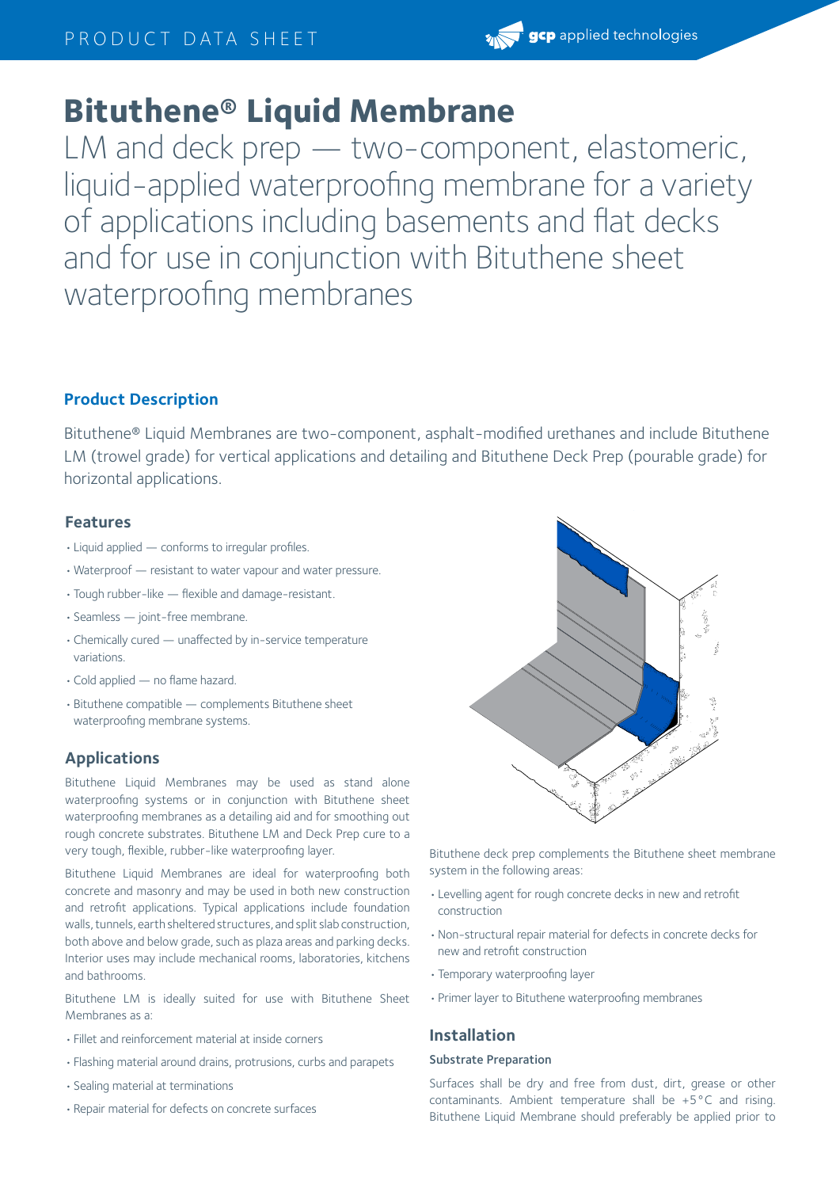# Bituthene® Liquid Membrane

LM and deck prep — two-component, elastomeric, liquid-applied waterproofing membrane for a variety of applications including basements and flat decks and for use in conjunction with Bituthene sheet waterproofing membranes

## Product Description

Bituthene® Liquid Membranes are two-component, asphalt-modified urethanes and include Bituthene LM (trowel grade) for vertical applications and detailing and Bituthene Deck Prep (pourable grade) for horizontal applications.

### Features

- Liquid applied — conforms to irregular profiles.
- Waterproof — resistant to water vapour and water pressure.
- Tough rubber-like — flexible and damage-resistant.
- Seamless — joint-free membrane.
- Chemically cured — unaffected by in-service temperature variations.
- Cold applied — no flame hazard.
- Bituthene compatible — complements Bituthene sheet waterproofing membrane systems.

### Applications

Bituthene Liquid Membranes may be used as stand alone waterproofing systems or in conjunction with Bituthene sheet waterproofing membranes as a detailing aid and for smoothing out rough concrete substrates. Bituthene LM and Deck Prep cure to a very tough, flexible, rubber-like waterproofing layer.

Bituthene Liquid Membranes are ideal for waterproofing both concrete and masonry and may be used in both new construction and retrofit applications. Typical applications include foundation walls, tunnels, earth sheltered structures, and split slab construction, both above and below grade, such as plaza areas and parking decks. Interior uses may include mechanical rooms, laboratories, kitchens and bathrooms.

Bituthene LM is ideally suited for use with Bituthene Sheet Membranes as a:

- Fillet and reinforcement material at inside corners
- Flashing material around drains, protrusions, curbs and parapets
- Sealing material at terminations
- Repair material for defects on concrete surfaces

Bituthene deck prep complements the Bituthene sheet membrane system in the following areas:

- Levelling agent for rough concrete decks in new and retrofit construction
- Non-structural repair material for defects in concrete decks for new and retrofit construction
- Temporary waterproofing layer
- Primer layer to Bituthene waterproofing membranes

## Installation

### Substrate Preparation

Surfaces shall be dry and free from dust, dirt, grease or other contaminants. Ambient temperature shall be +5°C and rising. Bituthene Liquid Membrane should preferably be applied prior to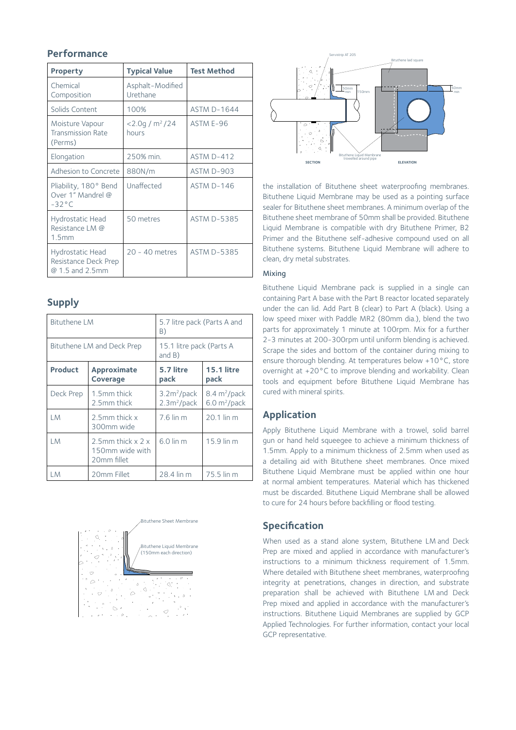## Performance

| Property | Typical Value | Test Method |
|---|---|---|
| Chemical Composition | Asphalt-Modified Urethane | |
| Solids Content | 100% | ASTM D-1644 |
| Moisture Vapour Transmission Rate (Perms) | <2.0g / $m^2$/24 hours | ASTM E-96 |
| Elongation | 250% min. | ASTM D-412 |
| Adhesion to Concrete | 880N/m | ASTM D-903 |
| Pliability, 180° Bend Over 1" Mandrel @ -32°C | Unaffected | ASTM D-146 |
| Hydrostatic Head Resistance LM @ 1.5mm | 50 metres | ASTM D-5385 |
| Hydrostatic Head Resistance Deck Prep @ 1.5 and 2.5mm | 20 - 40 metres | ASTM D-5385 |

## Supply

| | | | |
|---|---|---|---|
| Bituthene LM | | 5.7 litre pack (Parts A and B) | |
| Bituthene LM and Deck Prep | | 15.1 litre pack (Parts A and B) | |
| **Product** | **Approximate Coverage** | **5.7 litre pack** | **15.1 litre pack** |
| Deck Prep | 1.5mm thick<br>2.5mm thick | 3.2$m^2$/pack<br>2.3$m^2$/pack | 8.4 $m^2$/pack<br>6.0 $m^2$/pack |
| LM | 2.5mm thick x 300mm wide | 7.6 lin m | 20.1 lin m |
| LM | 2.5mm thick x 2 x 150mm wide with 20mm fillet | 6.0 lin m | 15.9 lin m |
| LM | 20mm Fillet | 28.4 lin m | 75.5 lin m |

Bituthene Sheet Membrane

Bituthene Liquid Membrane (150mm each direction)

Servistrip AT 205

Bituthene laid square

50mm min

150mm

50mm min

Bituthene Liquid Membrane trowelled around pipe

SECTION

ELEVATION

the installation of Bituthene sheet waterproofing membranes. Bituthene Liquid Membrane may be used as a pointing surface sealer for Bituthene sheet membranes. A minimum overlap of the Bituthene sheet membrane of 50mm shall be provided. Bituthene Liquid Membrane is compatible with dry Bituthene Primer, B2 Primer and the Bituthene self-adhesive compound used on all Bituthene systems. Bituthene Liquid Membrane will adhere to clean, dry metal substrates.

### Mixing

Bituthene Liquid Membrane pack is supplied in a single can containing Part A base with the Part B reactor located separately under the can lid. Add Part B (clear) to Part A (black). Using a low speed mixer with Paddle MR2 (80mm dia.), blend the two parts for approximately 1 minute at 100rpm. Mix for a further 2-3 minutes at 200-300rpm until uniform blending is achieved. Scrape the sides and bottom of the container during mixing to ensure thorough blending. At temperatures below +10°C, store overnight at +20°C to improve blending and workability. Clean tools and equipment before Bituthene Liquid Membrane has cured with mineral spirits.

## Application

Apply Bituthene Liquid Membrane with a trowel, solid barrel gun or hand held squeegee to achieve a minimum thickness of 1.5mm. Apply to a minimum thickness of 2.5mm when used as a detailing aid with Bituthene sheet membranes. Once mixed Bituthene Liquid Membrane must be applied within one hour at normal ambient temperatures. Material which has thickened must be discarded. Bituthene Liquid Membrane shall be allowed to cure for 24 hours before backfilling or flood testing.

## Specification

When used as a stand alone system, Bituthene LM and Deck Prep are mixed and applied in accordance with manufacturer's instructions to a minimum thickness requirement of 1.5mm. Where detailed with Bituthene sheet membranes, waterproofing integrity at penetrations, changes in direction, and substrate preparation shall be achieved with Bituthene LM and Deck Prep mixed and applied in accordance with the manufacturer's instructions. Bituthene Liquid Membranes are supplied by GCP Applied Technologies. For further information, contact your local GCP representative.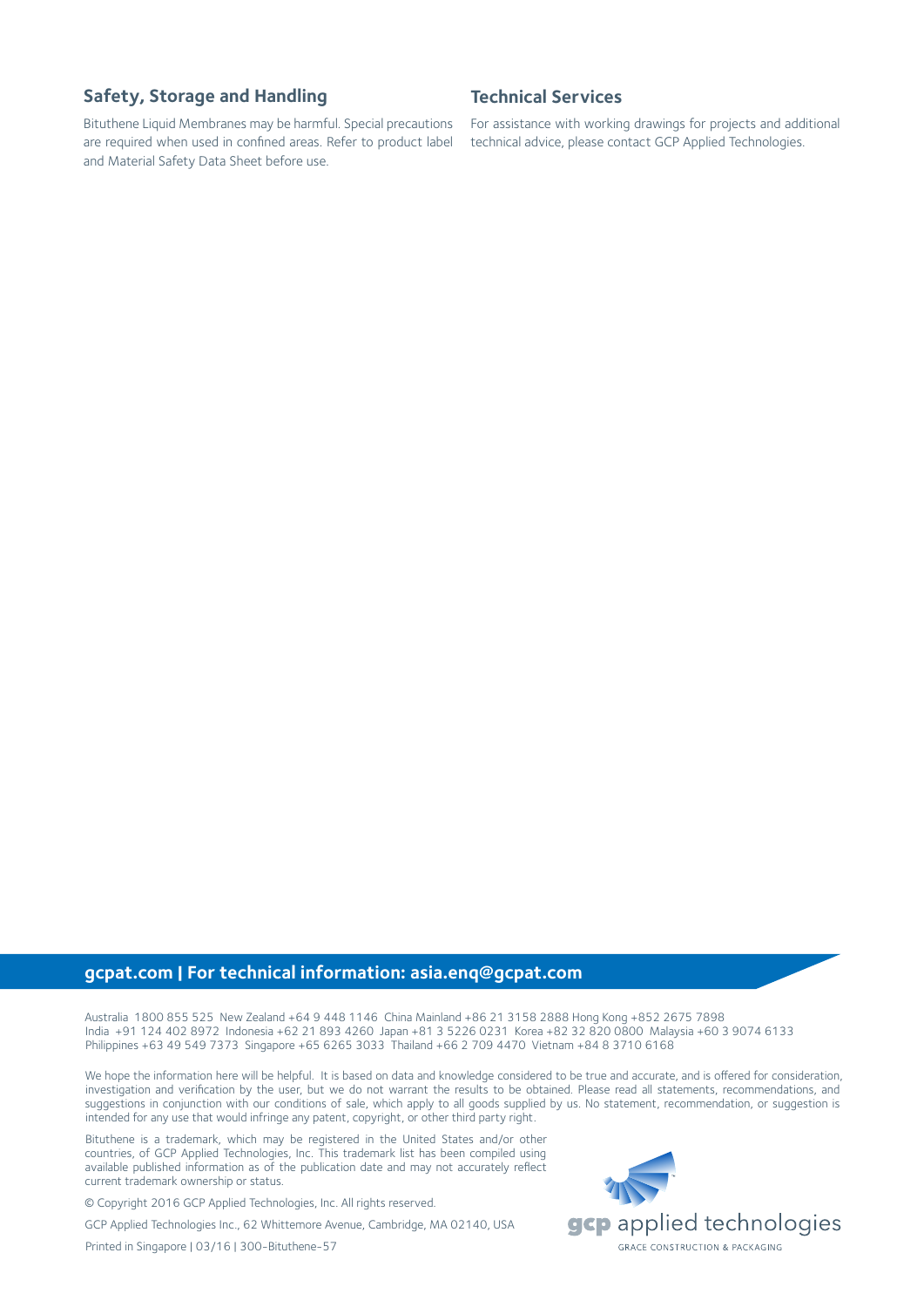## Safety, Storage and Handling

Bituthene Liquid Membranes may be harmful. Special precautions are required when used in confined areas. Refer to product label and Material Safety Data Sheet before use.

## Technical Services

For assistance with working drawings for projects and additional technical advice, please contact GCP Applied Technologies.

**gcpat.com | For technical information: asia.enq@gcpat.com**

Australia 1800 855 525 New Zealand +64 9 448 1146 China Mainland +86 21 3158 2888 Hong Kong +852 2675 7898
India +91 124 402 8972 Indonesia +62 21 893 4260 Japan +81 3 5226 0231 Korea +82 32 820 0800 Malaysia +60 3 9074 6133
Philippines +63 49 549 7373 Singapore +65 6265 3033 Thailand +66 2 709 4470 Vietnam +84 8 3710 6168

We hope the information here will be helpful. It is based on data and knowledge considered to be true and accurate, and is offered for consideration, investigation and verification by the user, but we do not warrant the results to be obtained. Please read all statements, recommendations, and suggestions in conjunction with our conditions of sale, which apply to all goods supplied by us. No statement, recommendation, or suggestion is intended for any use that would infringe any patent, copyright, or other third party right.

Bituthene is a trademark, which may be registered in the United States and/or other countries, of GCP Applied Technologies, Inc. This trademark list has been compiled using available published information as of the publication date and may not accurately reflect current trademark ownership or status.

© Copyright 2016 GCP Applied Technologies, Inc. All rights reserved.

GCP Applied Technologies Inc., 62 Whittemore Avenue, Cambridge, MA 02140, USA

Printed in Singapore | 03/16 | 300-Bituthene-57

gcp applied technologies
GRACE CONSTRUCTION & PACKAGING